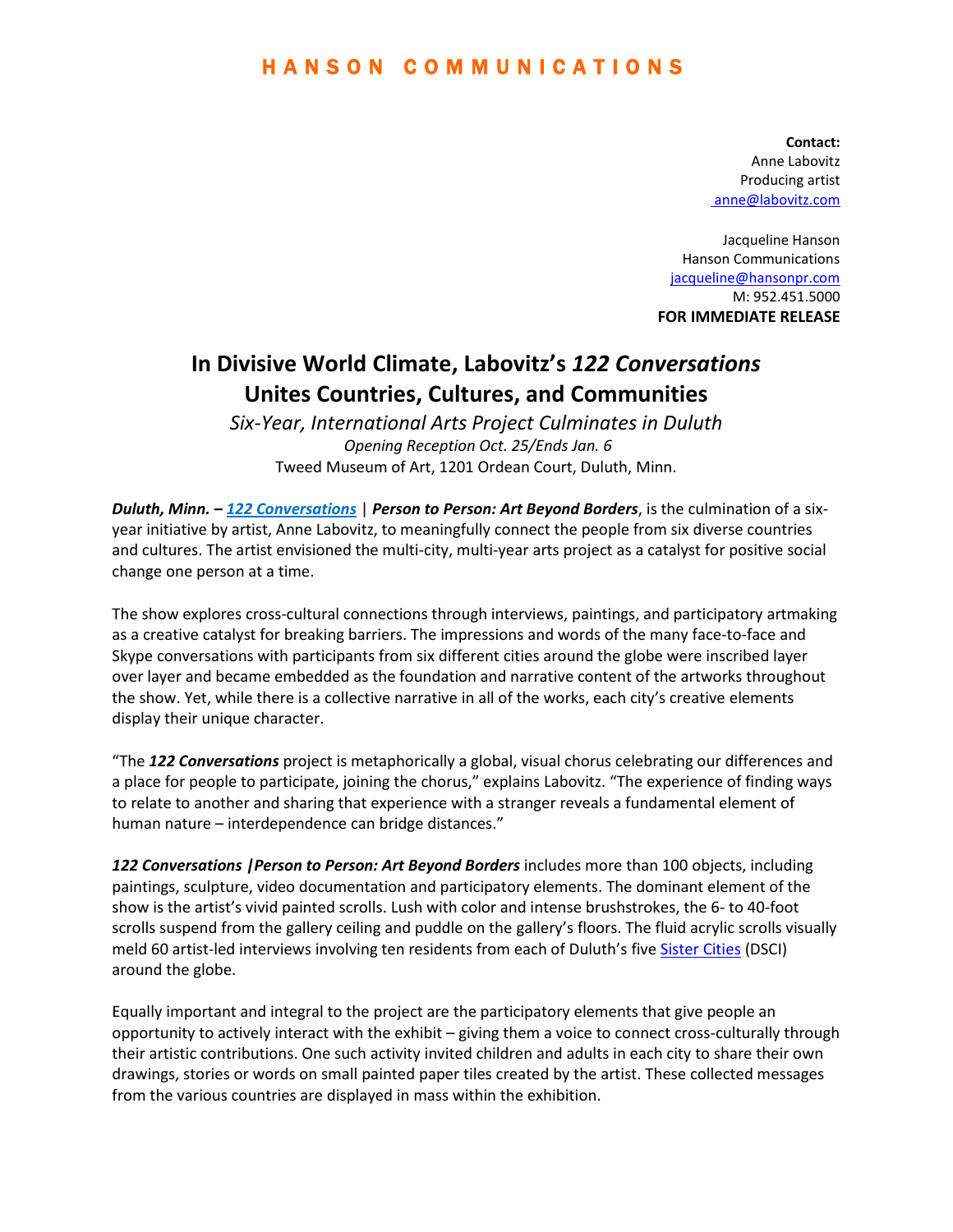# HANSON COMMUNICATIONS

**Contact:**
Anne Labovitz
Producing artist
anne@labovitz.com

Jacqueline Hanson
Hanson Communications
jacqueline@hansonpr.com
M: 952.451.5000
**FOR IMMEDIATE RELEASE**

## In Divisive World Climate, Labovitz's *122 Conversations* Unites Countries, Cultures, and Communities

*Six-Year, International Arts Project Culminates in Duluth*
*Opening Reception Oct. 25/Ends Jan. 6*
Tweed Museum of Art, 1201 Ordean Court, Duluth, Minn.

***Duluth, Minn. –*** ***122 Conversations*** | ***Person to Person: Art Beyond Borders***, is the culmination of a six-year initiative by artist, Anne Labovitz, to meaningfully connect the people from six diverse countries and cultures. The artist envisioned the multi-city, multi-year arts project as a catalyst for positive social change one person at a time.

The show explores cross-cultural connections through interviews, paintings, and participatory artmaking as a creative catalyst for breaking barriers. The impressions and words of the many face-to-face and Skype conversations with participants from six different cities around the globe were inscribed layer over layer and became embedded as the foundation and narrative content of the artworks throughout the show. Yet, while there is a collective narrative in all of the works, each city's creative elements display their unique character.

"The ***122 Conversations*** project is metaphorically a global, visual chorus celebrating our differences and a place for people to participate, joining the chorus," explains Labovitz. "The experience of finding ways to relate to another and sharing that experience with a stranger reveals a fundamental element of human nature – interdependence can bridge distances."

***122 Conversations |Person to Person: Art Beyond Borders*** includes more than 100 objects, including paintings, sculpture, video documentation and participatory elements. The dominant element of the show is the artist's vivid painted scrolls. Lush with color and intense brushstrokes, the 6- to 40-foot scrolls suspend from the gallery ceiling and puddle on the gallery's floors. The fluid acrylic scrolls visually meld 60 artist-led interviews involving ten residents from each of Duluth's five Sister Cities (DSCI) around the globe.

Equally important and integral to the project are the participatory elements that give people an opportunity to actively interact with the exhibit – giving them a voice to connect cross-culturally through their artistic contributions. One such activity invited children and adults in each city to share their own drawings, stories or words on small painted paper tiles created by the artist. These collected messages from the various countries are displayed in mass within the exhibition.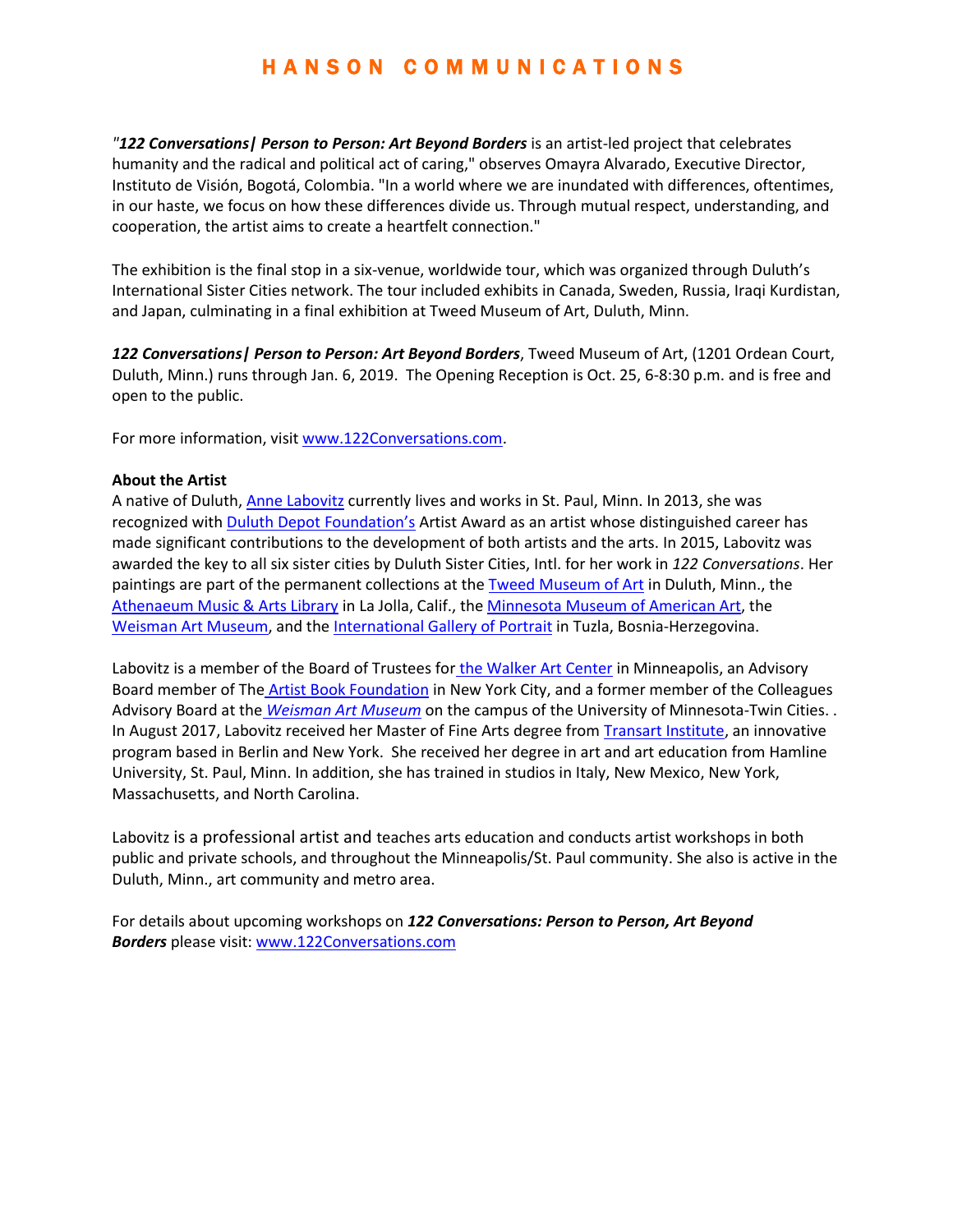*"**122 Conversations| Person to Person: Art Beyond Borders*** is an artist-led project that celebrates humanity and the radical and political act of caring," observes Omayra Alvarado, Executive Director, Instituto de Visión, Bogotá, Colombia. "In a world where we are inundated with differences, oftentimes, in our haste, we focus on how these differences divide us. Through mutual respect, understanding, and cooperation, the artist aims to create a heartfelt connection."

The exhibition is the final stop in a six-venue, worldwide tour, which was organized through Duluth's International Sister Cities network. The tour included exhibits in Canada, Sweden, Russia, Iraqi Kurdistan, and Japan, culminating in a final exhibition at Tweed Museum of Art, Duluth, Minn.

***122 Conversations| Person to Person: Art Beyond Borders***, Tweed Museum of Art, (1201 Ordean Court, Duluth, Minn.) runs through Jan. 6, 2019. The Opening Reception is Oct. 25, 6-8:30 p.m. and is free and open to the public.

For more information, visit www.122Conversations.com.

**About the Artist**

A native of Duluth, Anne Labovitz currently lives and works in St. Paul, Minn. In 2013, she was recognized with Duluth Depot Foundation's Artist Award as an artist whose distinguished career has made significant contributions to the development of both artists and the arts. In 2015, Labovitz was awarded the key to all six sister cities by Duluth Sister Cities, Intl. for her work in *122 Conversations*. Her paintings are part of the permanent collections at the Tweed Museum of Art in Duluth, Minn., the Athenaeum Music & Arts Library in La Jolla, Calif., the Minnesota Museum of American Art, the Weisman Art Museum, and the International Gallery of Portrait in Tuzla, Bosnia-Herzegovina.

Labovitz is a member of the Board of Trustees for the Walker Art Center in Minneapolis, an Advisory Board member of The Artist Book Foundation in New York City, and a former member of the Colleagues Advisory Board at the *Weisman Art Museum* on the campus of the University of Minnesota-Twin Cities. . In August 2017, Labovitz received her Master of Fine Arts degree from Transart Institute, an innovative program based in Berlin and New York. She received her degree in art and art education from Hamline University, St. Paul, Minn. In addition, she has trained in studios in Italy, New Mexico, New York, Massachusetts, and North Carolina.

Labovitz is a professional artist and teaches arts education and conducts artist workshops in both public and private schools, and throughout the Minneapolis/St. Paul community. She also is active in the Duluth, Minn., art community and metro area.

For details about upcoming workshops on ***122 Conversations: Person to Person, Art Beyond Borders*** please visit: www.122Conversations.com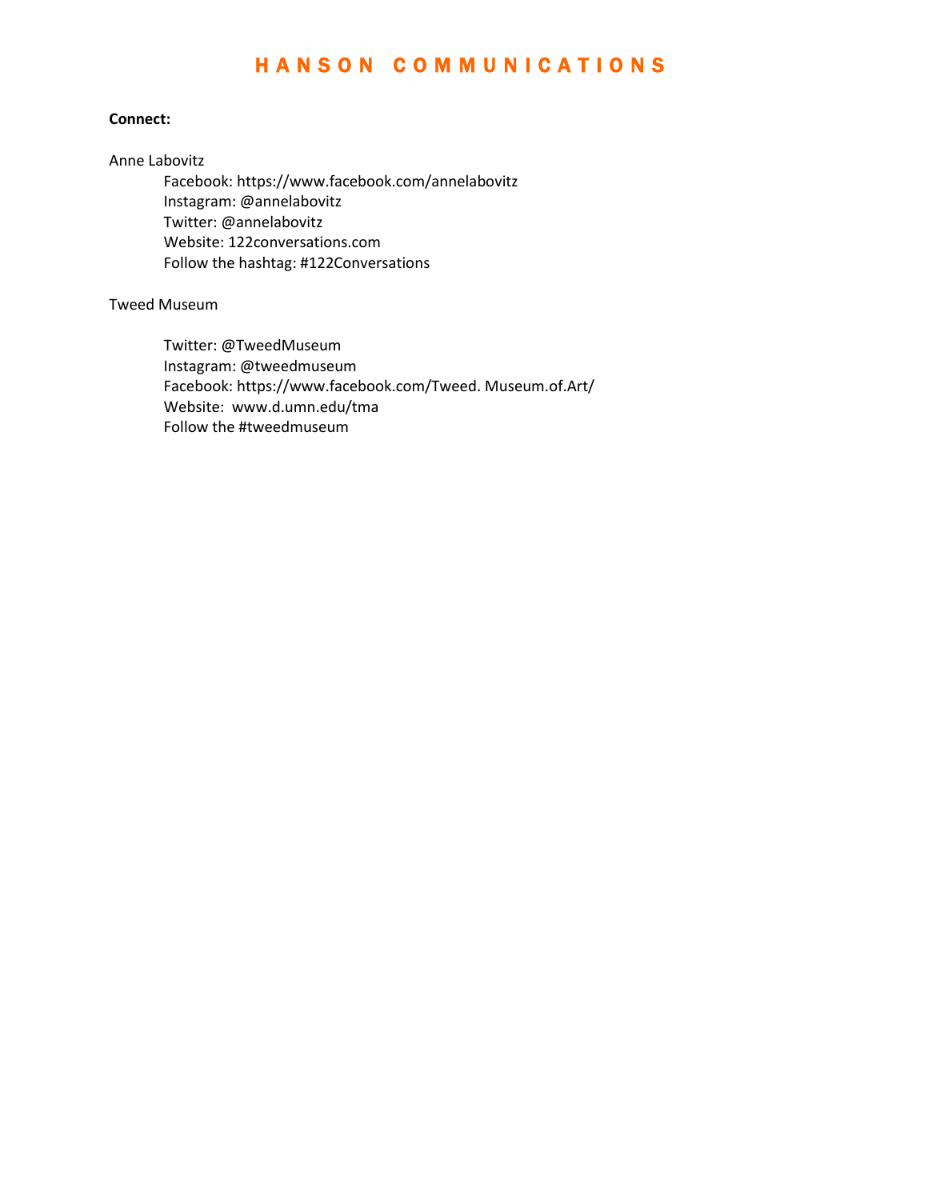**Connect:**

Anne Labovitz

Facebook: https://www.facebook.com/annelabovitz
Instagram: @annelabovitz
Twitter: @annelabovitz
Website: 122conversations.com
Follow the hashtag: #122Conversations

Tweed Museum

Twitter: @TweedMuseum
Instagram: @tweedmuseum
Facebook: https://www.facebook.com/Tweed. Museum.of.Art/
Website: www.d.umn.edu/tma
Follow the #tweedmuseum